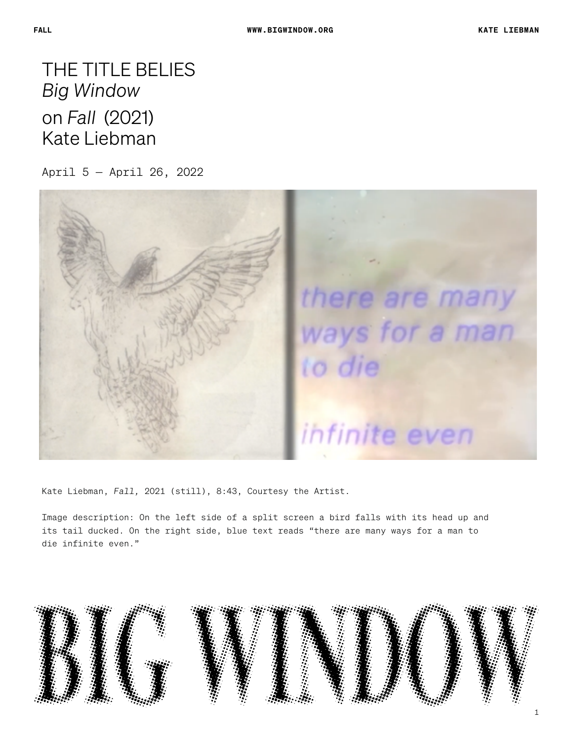# THE TITLE BELIES

## *Big Window*

## on *Fall* (2021)
## Kate Liebman

April 5 — April 26, 2022

Kate Liebman, *Fall,* 2021 (still), 8:43, Courtesy the Artist.

Image description: On the left side of a split screen a bird falls with its head up and its tail ducked. On the right side, blue text reads “there are many ways for a man to die infinite even.”

BIG WINDOW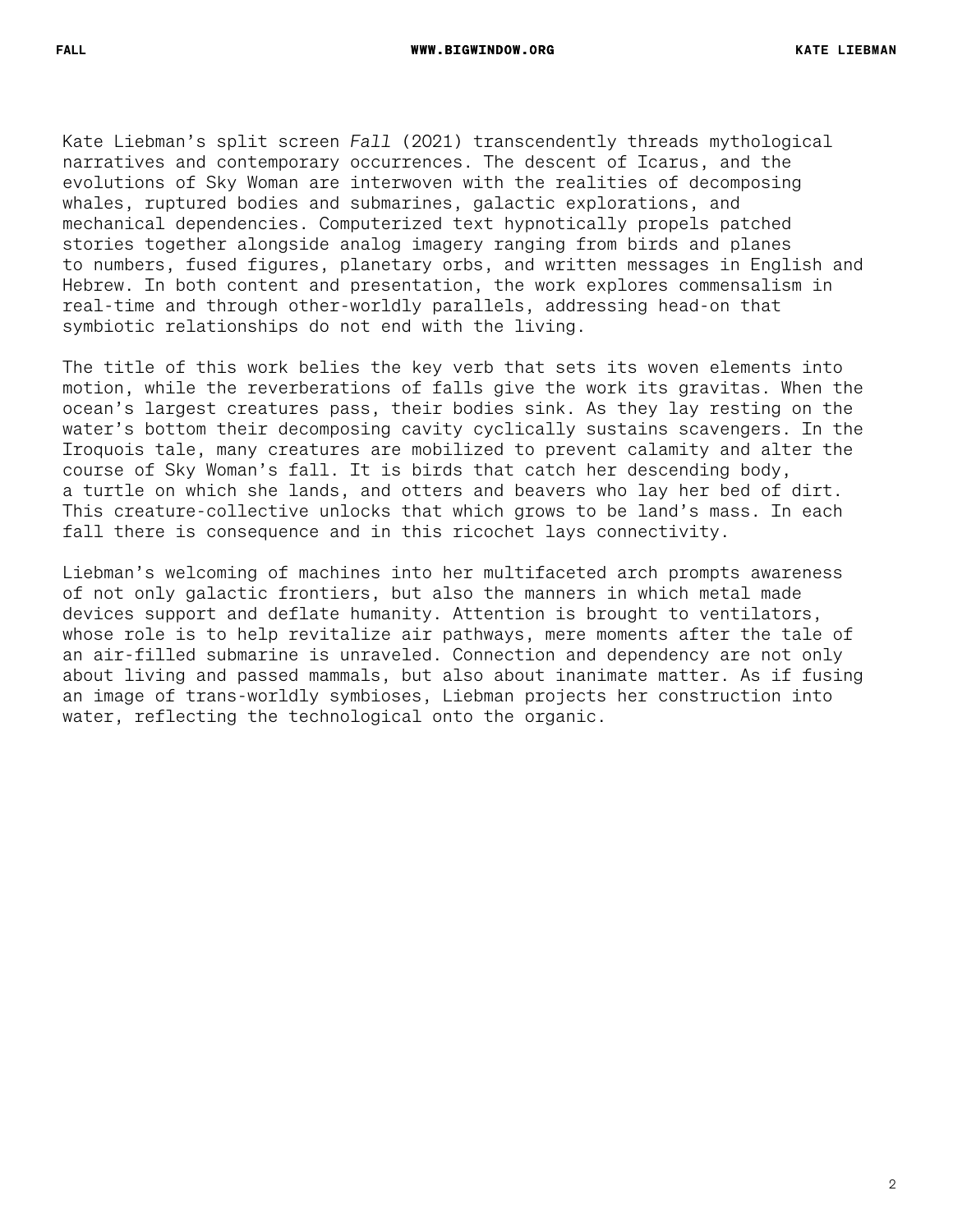Kate Liebman's split screen *Fall* (2021) transcendently threads mythological narratives and contemporary occurrences. The descent of Icarus, and the evolutions of Sky Woman are interwoven with the realities of decomposing whales, ruptured bodies and submarines, galactic explorations, and mechanical dependencies. Computerized text hypnotically propels patched stories together alongside analog imagery ranging from birds and planes to numbers, fused figures, planetary orbs, and written messages in English and Hebrew. In both content and presentation, the work explores commensalism in real-time and through other-worldly parallels, addressing head-on that symbiotic relationships do not end with the living.

The title of this work belies the key verb that sets its woven elements into motion, while the reverberations of falls give the work its gravitas. When the ocean's largest creatures pass, their bodies sink. As they lay resting on the water's bottom their decomposing cavity cyclically sustains scavengers. In the Iroquois tale, many creatures are mobilized to prevent calamity and alter the course of Sky Woman's fall. It is birds that catch her descending body, a turtle on which she lands, and otters and beavers who lay her bed of dirt. This creature-collective unlocks that which grows to be land's mass. In each fall there is consequence and in this ricochet lays connectivity.

Liebman's welcoming of machines into her multifaceted arch prompts awareness of not only galactic frontiers, but also the manners in which metal made devices support and deflate humanity. Attention is brought to ventilators, whose role is to help revitalize air pathways, mere moments after the tale of an air-filled submarine is unraveled. Connection and dependency are not only about living and passed mammals, but also about inanimate matter. As if fusing an image of trans-worldly symbioses, Liebman projects her construction into water, reflecting the technological onto the organic.